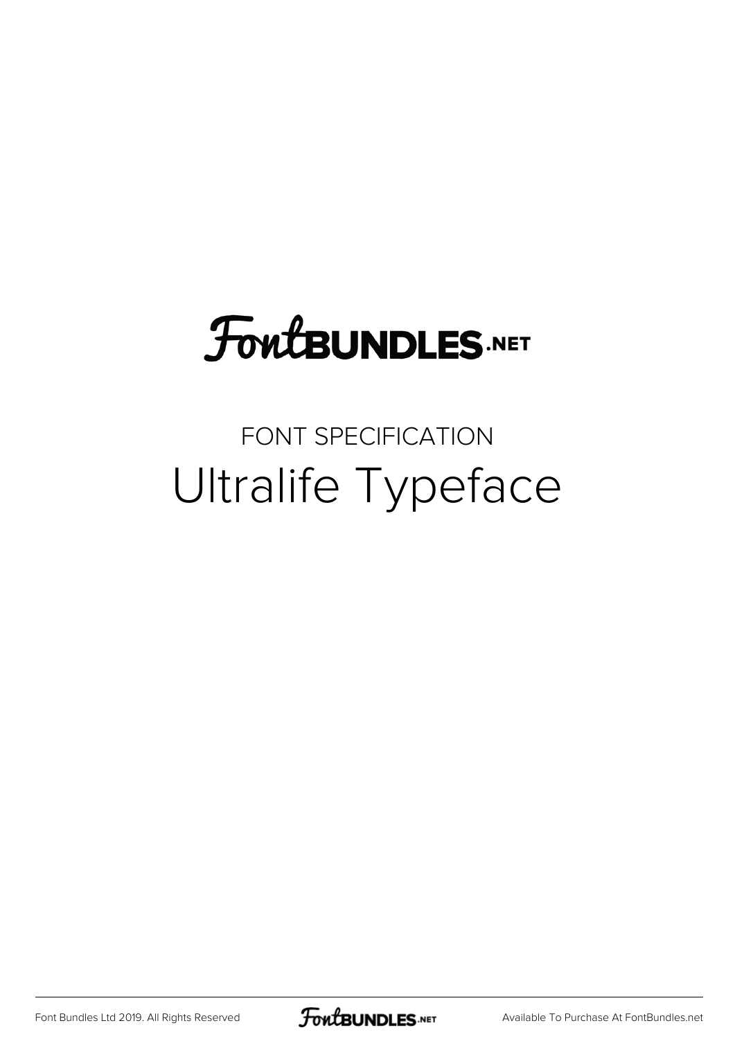FontBUNDLES.NET

FONT SPECIFICATION

# Ultralife Typeface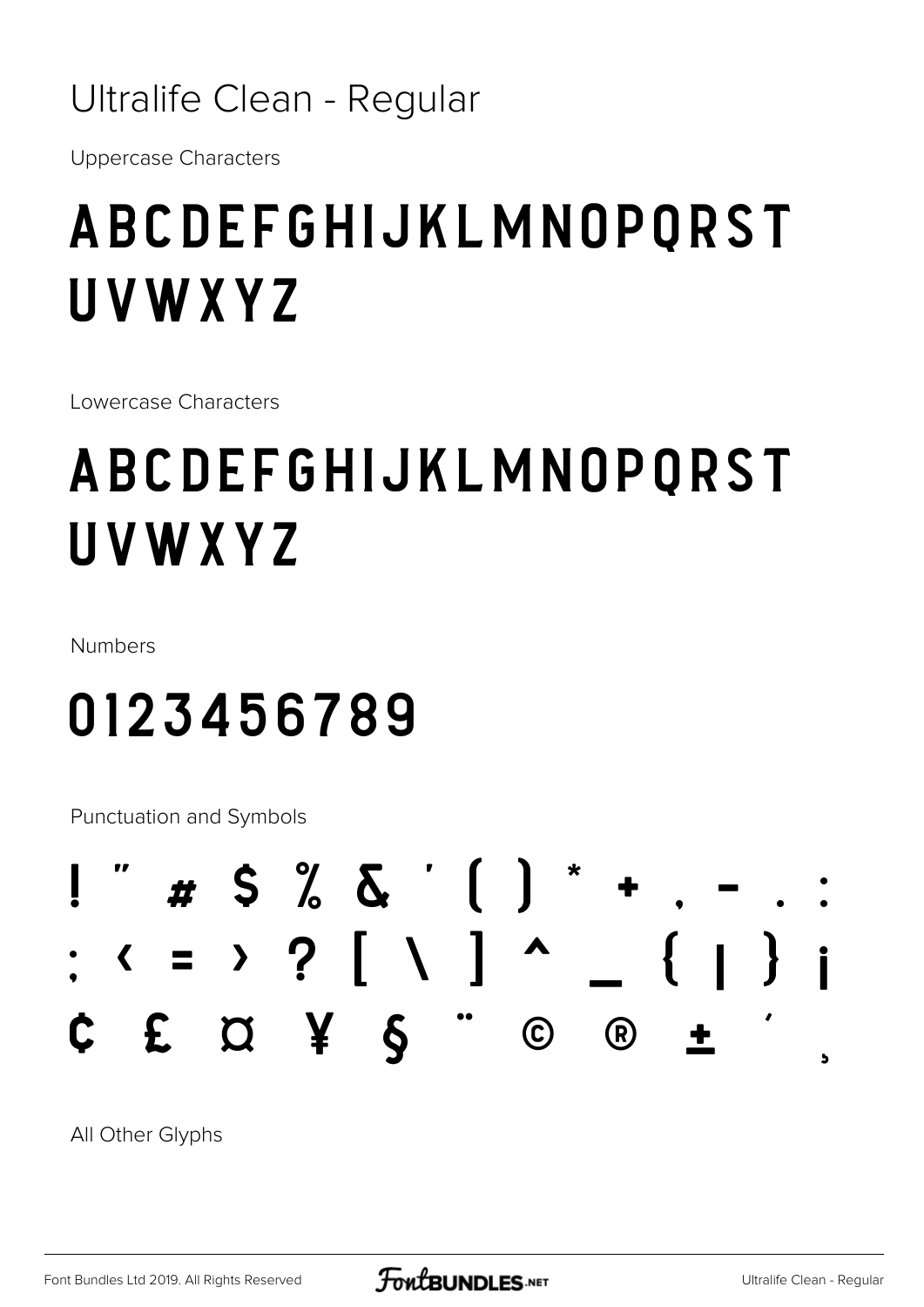# Ultralife Clean - Regular

Uppercase Characters

## ABCDEFGHIJKLMNOPQRST UVWXYZ

Lowercase Characters

## ABCDEFGHIJKLMNOPQRST UVWXYZ

Numbers

## 0123456789

Punctuation and Symbols

## ! " # $ % & ' ( ) * + , - . : ; < = > ? [ \ ] ^ _ { | } ¡ ¢ £ ¤ ¥ § ¨ © ® ± ´ ¸

All Other Glyphs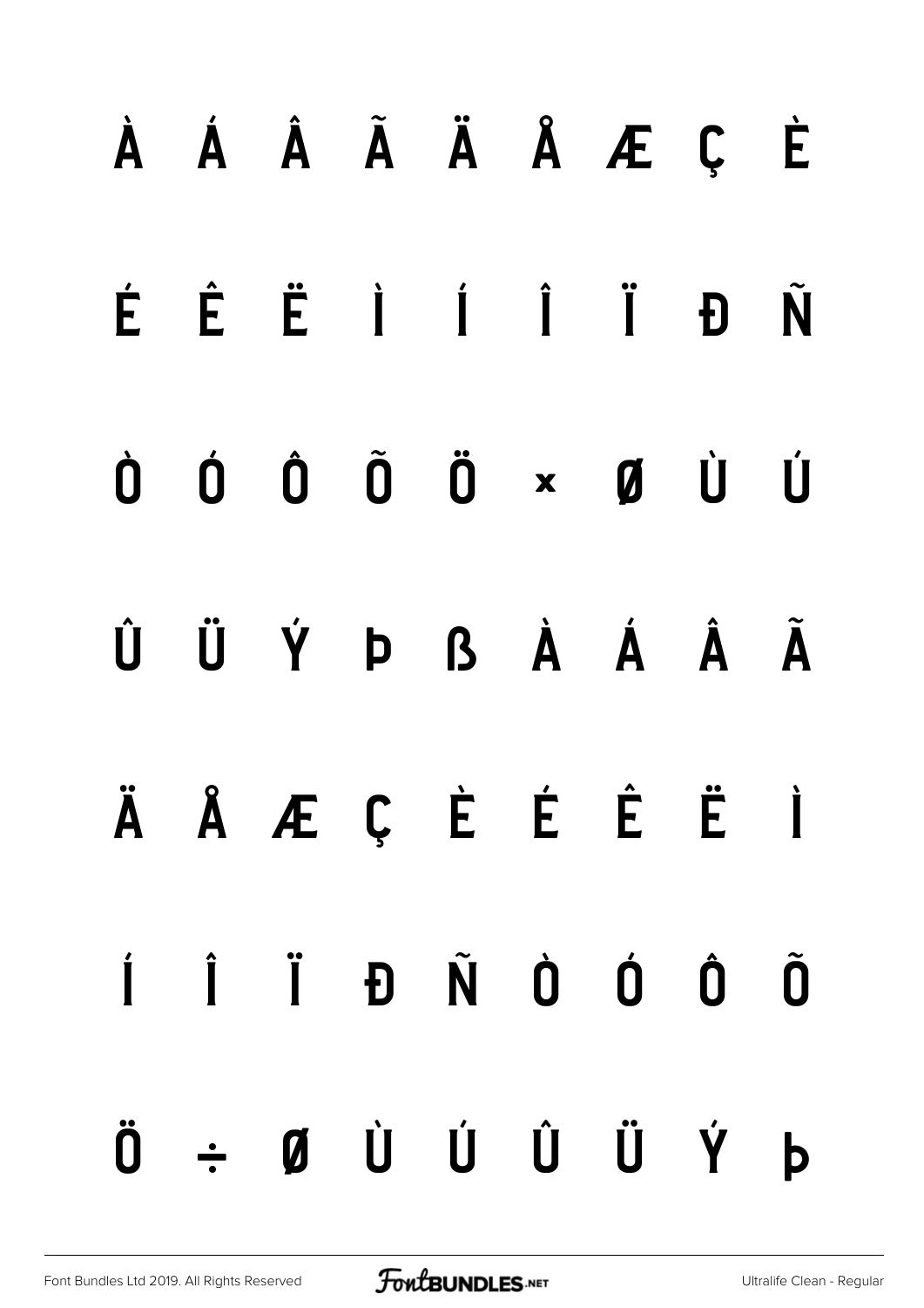À Á Â Ã Ä Å Æ Ç È

É Ê Ë Ì Í Î Ï Ð Ñ

Ò Ó Ô Õ Ö × Ø Ù Ú

Û Ü Ý Þ ß à á â ã

ä å æ ç è é ê ë ì

í î ï ð ñ ò ó ô õ

ö ÷ ø ù ú û ü ý þ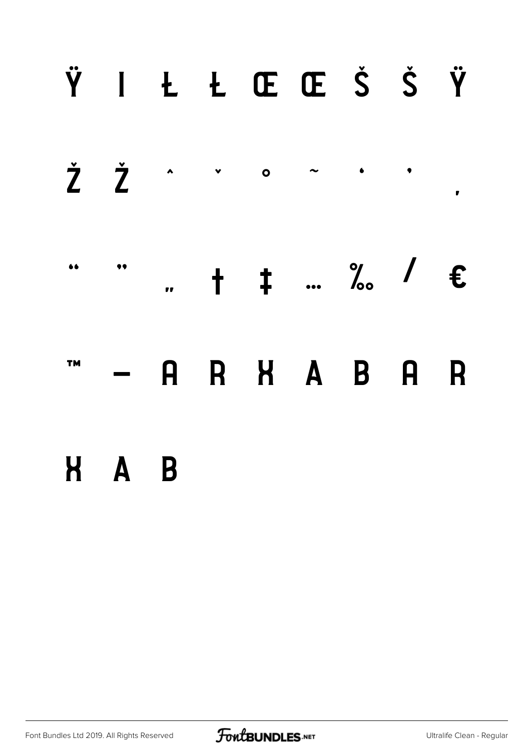Ÿ I Ł Ł Œ Œ Š Š Ÿ

Ž Ž ˆ ˇ ˚ ˜ ' ' ‚

" " „ † ‡ … ‰ / €

™ – A R X A B A R

X A B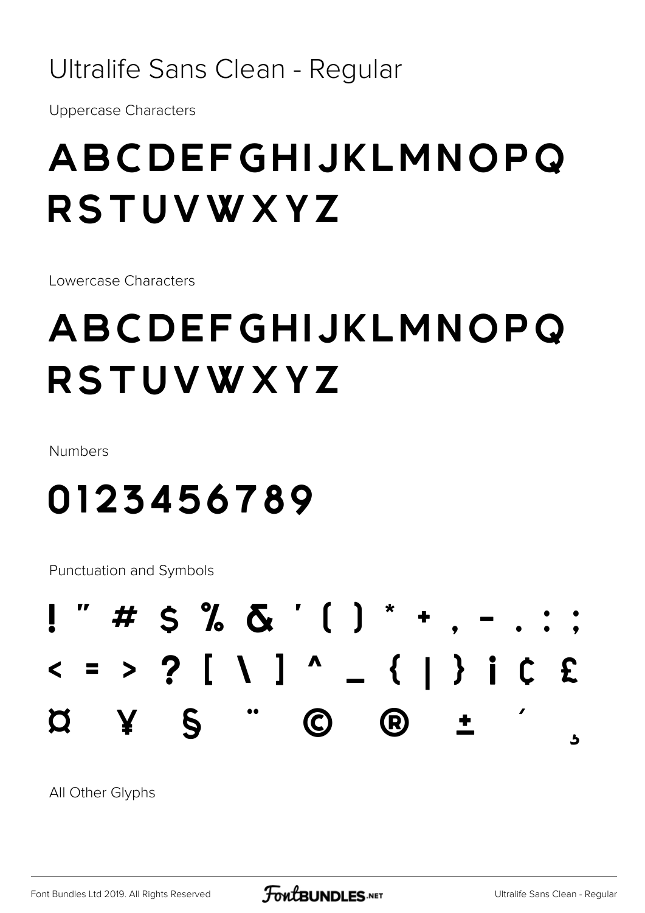# Ultralife Sans Clean - Regular

Uppercase Characters

ABCDEFGHIJKLMNOPQ
RSTUVWXYZ

Lowercase Characters

ABCDEFGHIJKLMNOPQ
RSTUVWXYZ

Numbers

0123456789

Punctuation and Symbols

! " # $ % & ' ( ) * + , - . : ;
< = > ? [ \ ] ^ _ { | } ¡ ¢ £
¤ ¥ § ¨ © ® ± ´ ¸

All Other Glyphs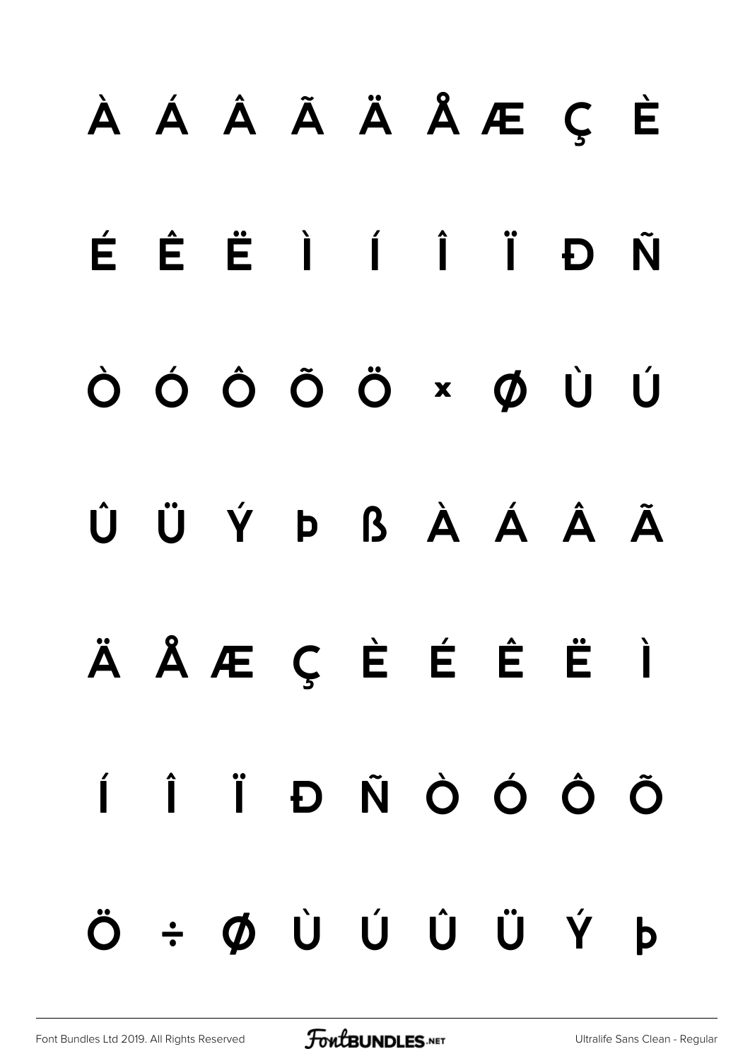À Á Â Ã Ä Å Æ Ç È

É Ê Ë Ì Í Î Ï Ð Ñ

Ò Ó Ô Õ Ö × Ø Ù Ú

Û Ü Ý Þ ß À Á Â Ã

Ä Å Æ Ç È É Ê Ë Ì

Í Î Ï Ð Ñ Ò Ó Ô Õ

Ö ÷ Ø Ù Ú Û Ü Ý Þ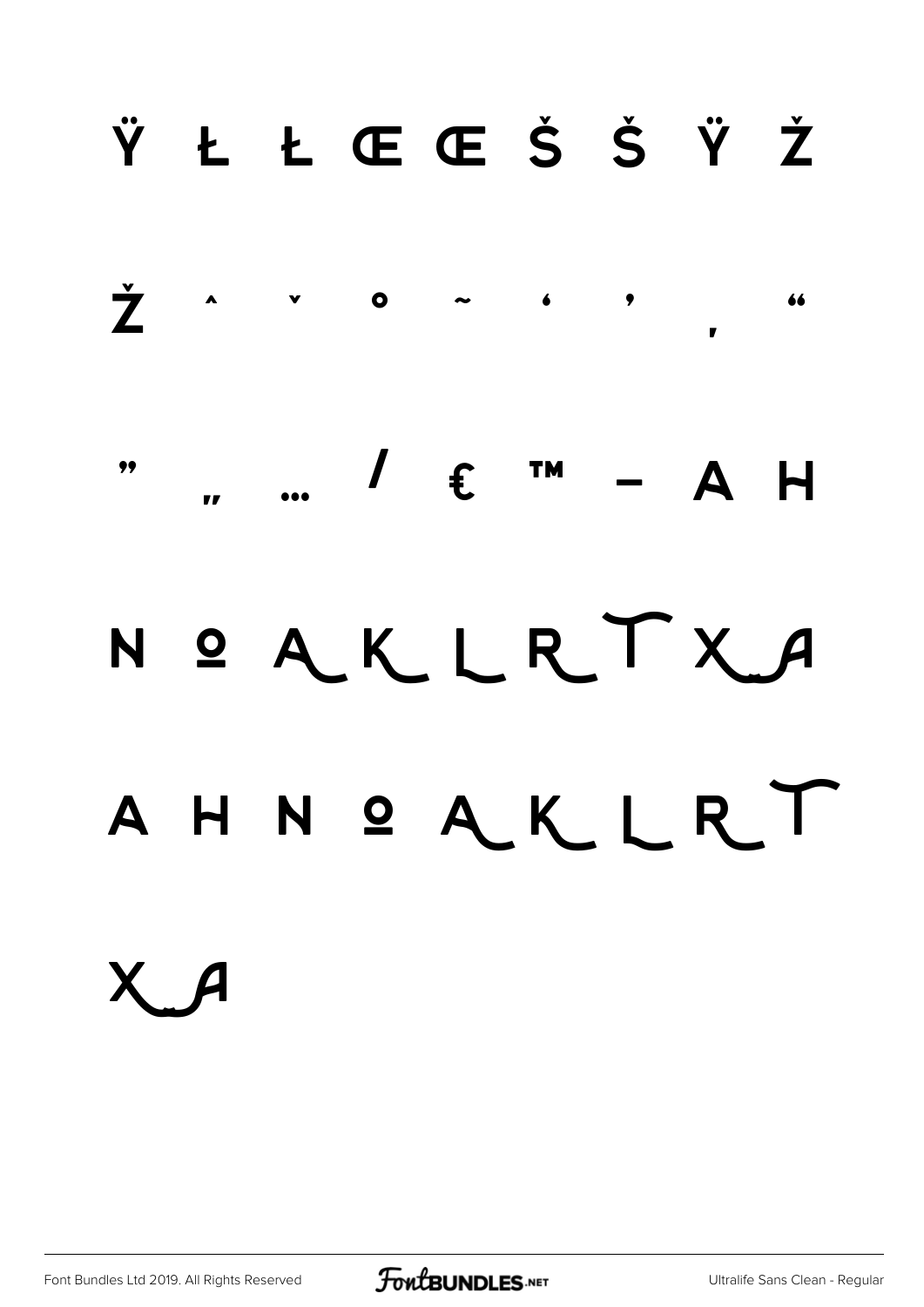Ÿ Ł Ł Œ Œ Š Š Ÿ Ž

Ž ˆ ˇ ˚ ˜ ' ' ‚ "

" „ … ⁄ € ™ – A H

N º A K L R T X A

A H N º A K L R T

X A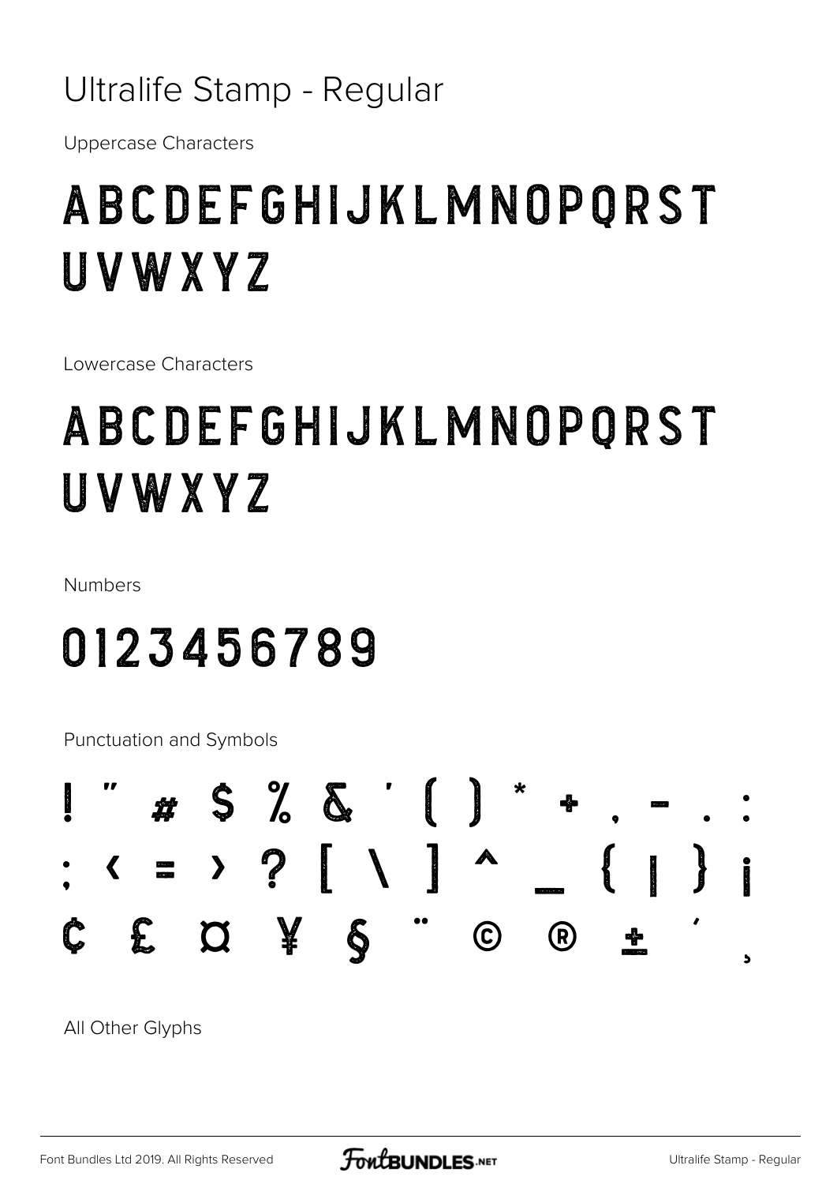# Ultralife Stamp - Regular

Uppercase Characters

ABCDEFGHIJKLMNOPQRST
UVWXYZ

Lowercase Characters

ABCDEFGHIJKLMNOPQRST
UVWXYZ

Numbers

0123456789

Punctuation and Symbols

! " # $ % & ' ( ) * + , - . :
; < = > ? [ \ ] ^ _ { | } ¡
¢ £ ¤ ¥ § ¨ © ® ± ´ ¸

All Other Glyphs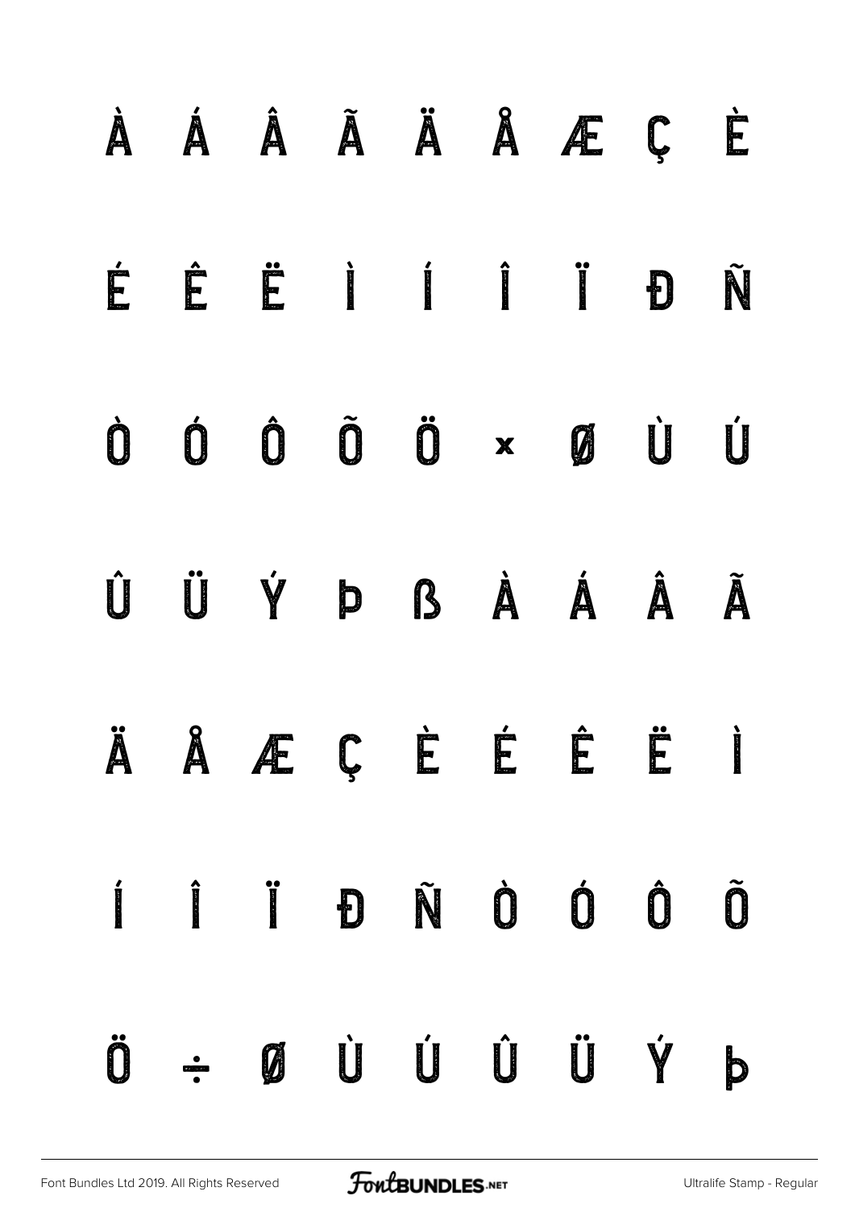À Á Â Ã Ä Å Æ Ç È

É Ê Ë Ì Í Î Ï Đ Ñ

Ò Ó Ô Õ Ö × Ø Ù Ú

Û Ü Ý Þ ß À Á Â Ã

Ä Å Æ Ç È É Ê Ë Ì

Í Î Ï Đ Ñ Ò Ó Ô Õ

Ö ÷ Ø Ù Ú Û Ü Ý Þ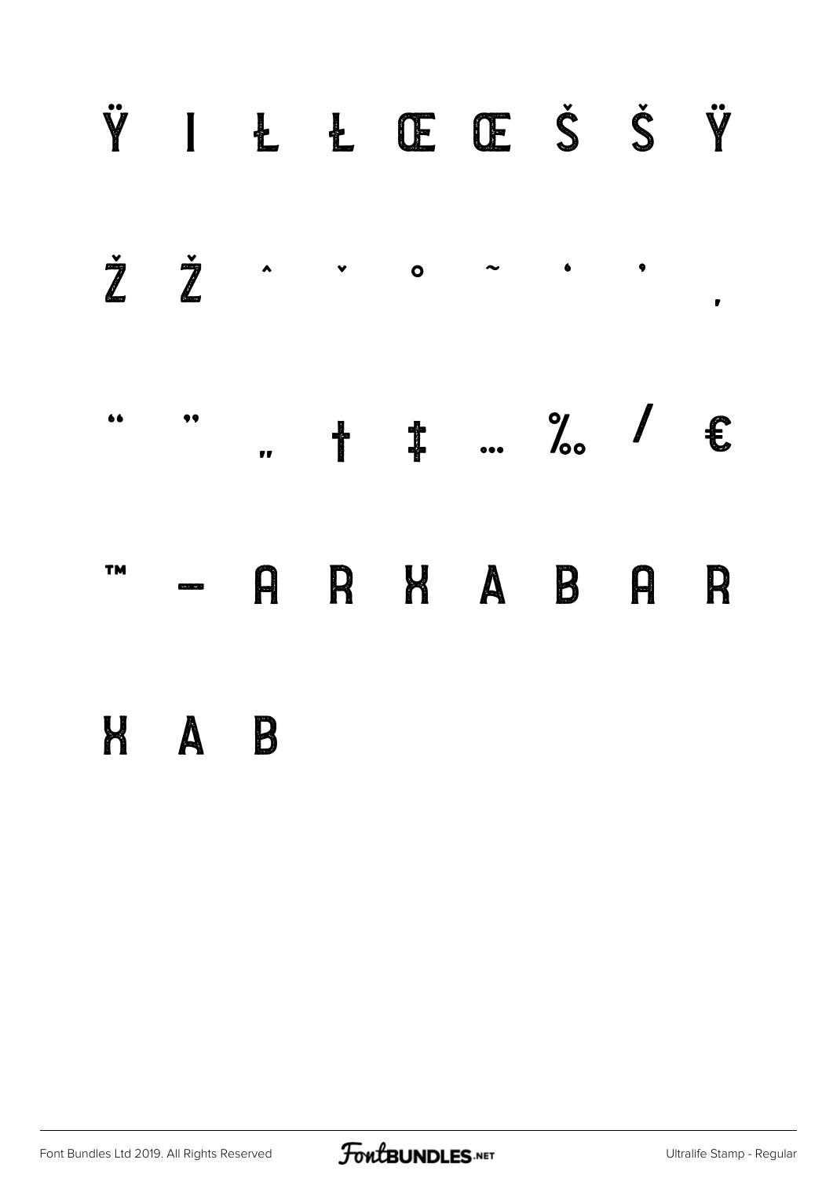Ÿ ı Ł Ł Œ Œ Š Š Ÿ

Ž Ž ˆ ˇ ˚ ˜ ' ' ‚

" " „ † ‡ … ‰ ⁄ €

™ – A R X A B A R

X A B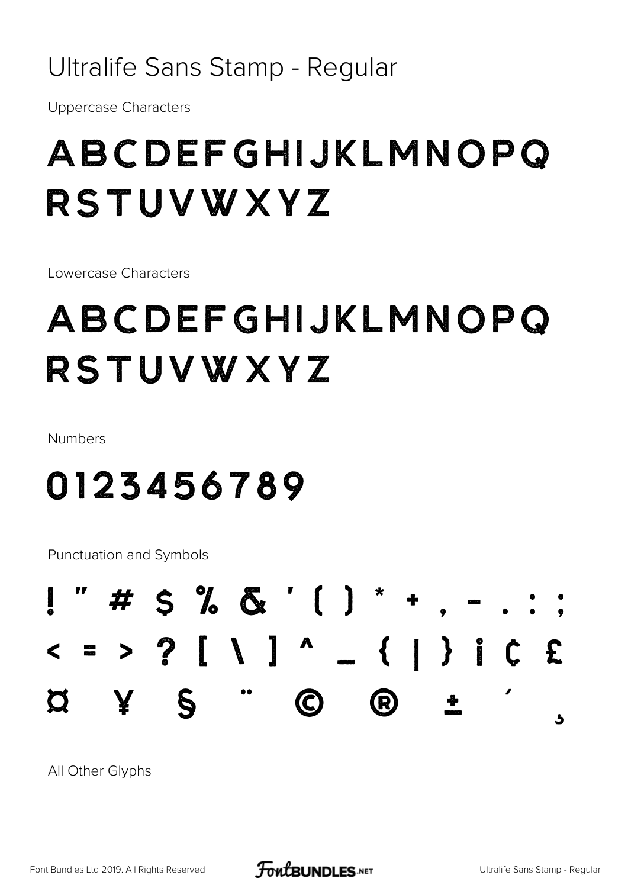# Ultralife Sans Stamp - Regular

Uppercase Characters

ABCDEFGHIJKLMNOPQ
RSTUVWXYZ

Lowercase Characters

ABCDEFGHIJKLMNOPQ
RSTUVWXYZ

Numbers

0123456789

Punctuation and Symbols

! " # $ % & ' ( ) * + , - . : ;
< = > ? [ \ ] ^ _ { | } ¡ ¢ £
¤ ¥ § ¨ © ® ± ´ ¸

All Other Glyphs

Font Bundles Ltd 2019. All Rights Reserved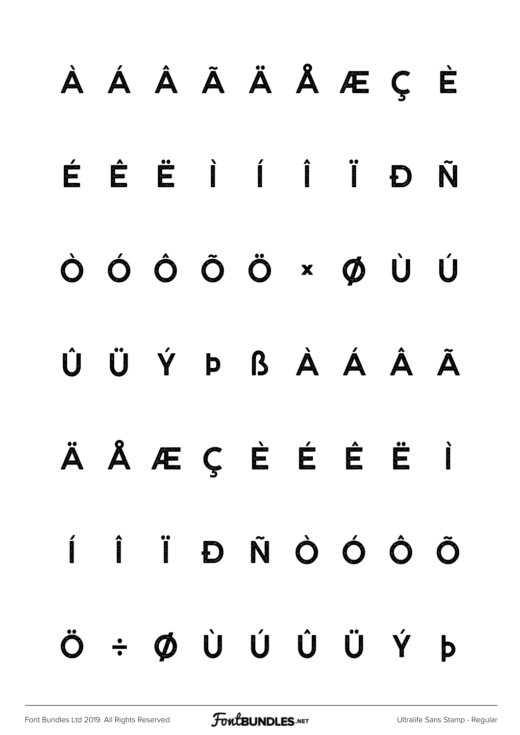À Á Â Ã Ä Å Æ Ç È

É Ê Ë Ì Í Î Ï Ð Ñ

Ò Ó Ô Õ Ö × Ø Ù Ú

Û Ü Ý Þ ß À Á Â Ã

Ä Å Æ Ç È É Ê Ë Ì

Í Î Ï Ð Ñ Ò Ó Ô Õ

Ö ÷ Ø Ù Ú Û Ü Ý Þ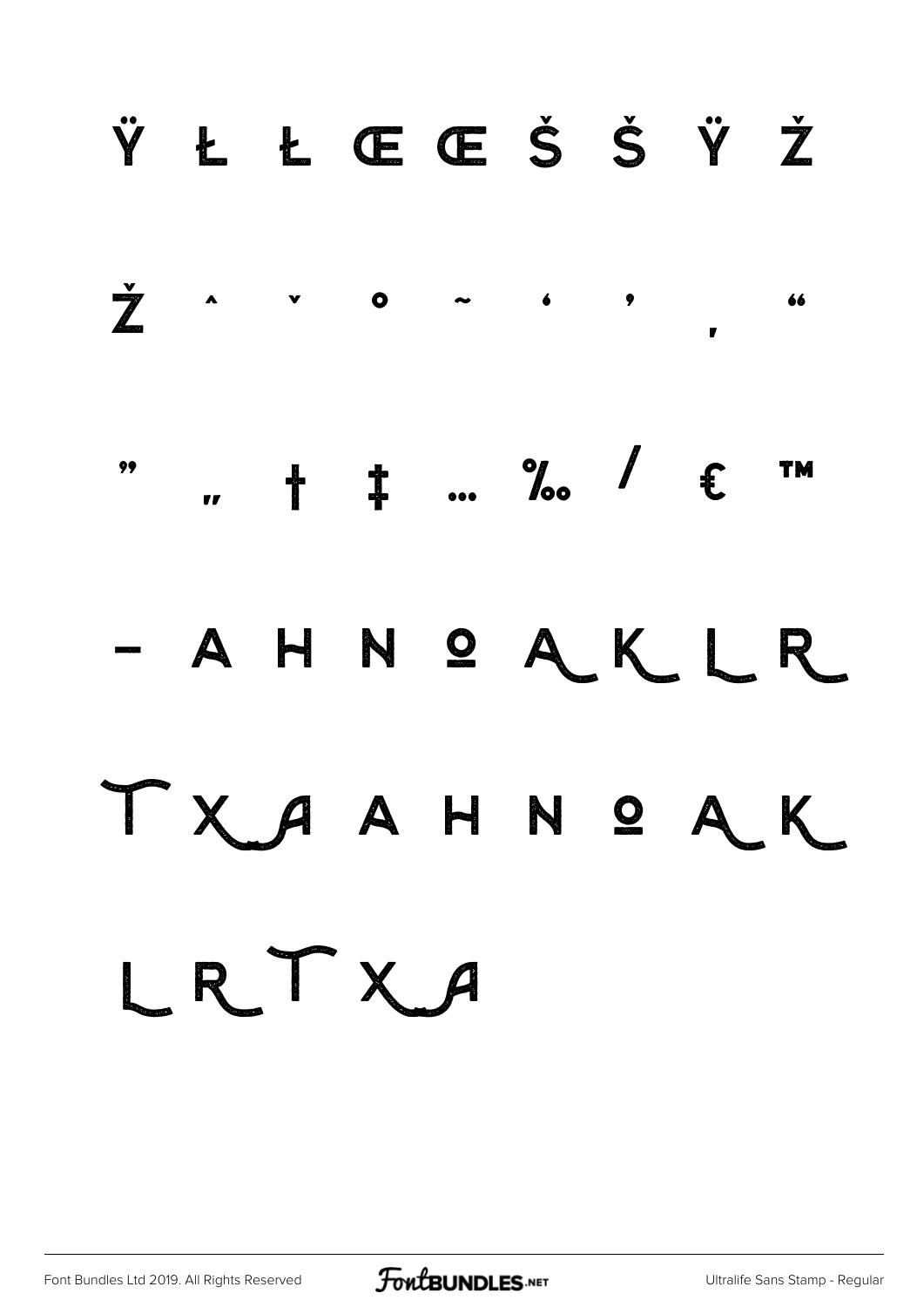Ÿ Ł Ł Œ Œ Š Š Ÿ Ž

Ž ˆ ˇ ˚ ˜ ‘ ’ ‚ “

” „ † ‡ … ‰ ⁄ € ™

– A H N º A K L R

T X A A H N º A K

L R T X A